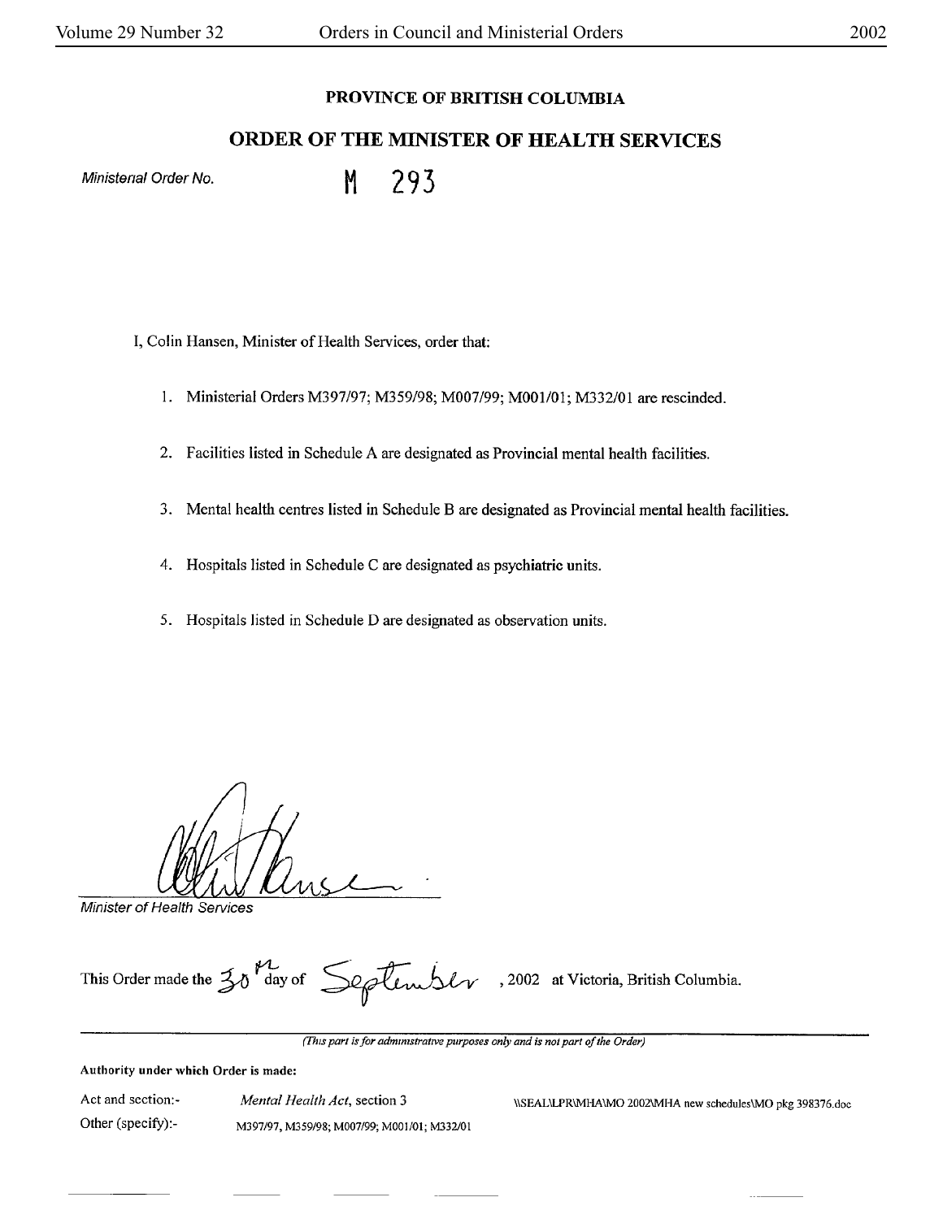**PROVINCE OF BRITISH COLUMBIA**

## ORDER OF THE MINISTER OF HEALTH SERVICES

*Ministerial Order No.* M 293

I, Colin Hansen, Minister of Health Services, order that:

1. Ministerial Orders M397/97; M359/98; M007/99; M001/01; M332/01 are rescinded.
2. Facilities listed in Schedule A are designated as Provincial mental health facilities.
3. Mental health centres listed in Schedule B are designated as Provincial mental health facilities.
4. Hospitals listed in Schedule C are designated as psychiatric units.
5. Hospitals listed in Schedule D are designated as observation units.

*Minister of Health Services*

This Order made the 30th day of September, 2002 at Victoria, British Columbia.

---

*(This part is for administrative purposes only and is not part of the Order)*

**Authority under which Order is made:**

Act and section:- *Mental Health Act*, section 3

Other (specify):- M397/97, M359/98; M007/99; M001/01; M332/01

\\SEAL\LPR\MHA\MO 2002\MHA new schedules\MO pkg 398376.doc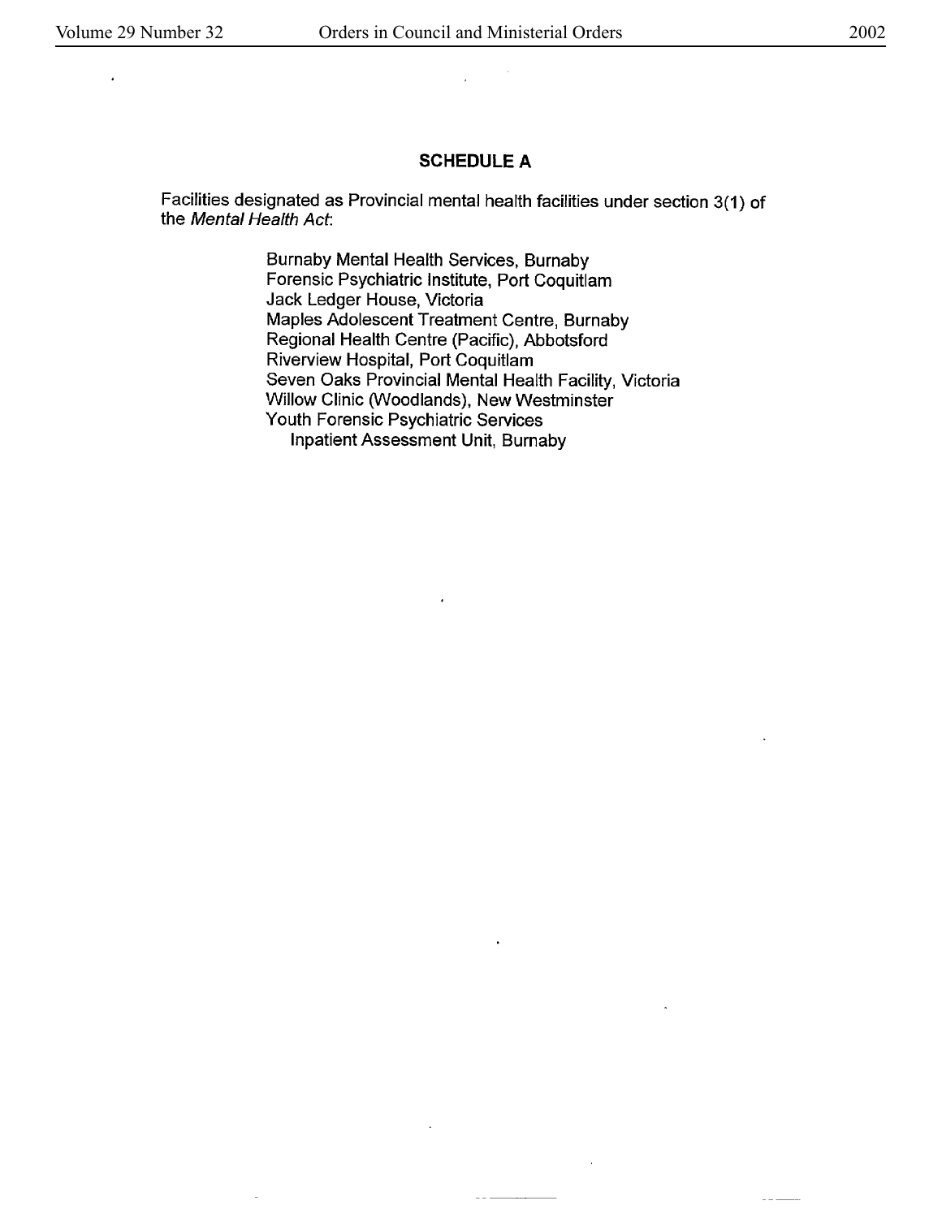## SCHEDULE A

Facilities designated as Provincial mental health facilities under section 3(1) of the *Mental Health Act*:

Burnaby Mental Health Services, Burnaby
Forensic Psychiatric Institute, Port Coquitlam
Jack Ledger House, Victoria
Maples Adolescent Treatment Centre, Burnaby
Regional Health Centre (Pacific), Abbotsford
Riverview Hospital, Port Coquitlam
Seven Oaks Provincial Mental Health Facility, Victoria
Willow Clinic (Woodlands), New Westminster
Youth Forensic Psychiatric Services
Inpatient Assessment Unit, Burnaby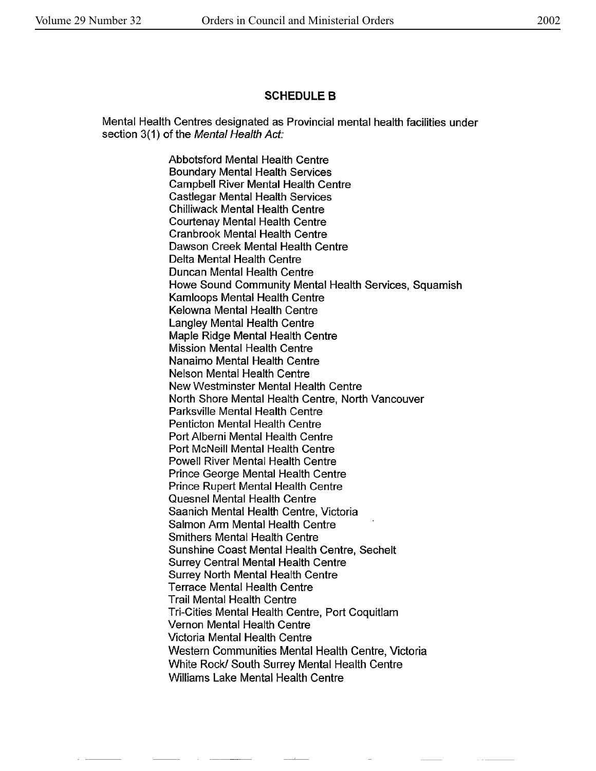## SCHEDULE B

Mental Health Centres designated as Provincial mental health facilities under section 3(1) of the *Mental Health Act:*

Abbotsford Mental Health Centre
Boundary Mental Health Services
Campbell River Mental Health Centre
Castlegar Mental Health Services
Chilliwack Mental Health Centre
Courtenay Mental Health Centre
Cranbrook Mental Health Centre
Dawson Creek Mental Health Centre
Delta Mental Health Centre
Duncan Mental Health Centre
Howe Sound Community Mental Health Services, Squamish
Kamloops Mental Health Centre
Kelowna Mental Health Centre
Langley Mental Health Centre
Maple Ridge Mental Health Centre
Mission Mental Health Centre
Nanaimo Mental Health Centre
Nelson Mental Health Centre
New Westminster Mental Health Centre
North Shore Mental Health Centre, North Vancouver
Parksville Mental Health Centre
Penticton Mental Health Centre
Port Alberni Mental Health Centre
Port McNeill Mental Health Centre
Powell River Mental Health Centre
Prince George Mental Health Centre
Prince Rupert Mental Health Centre
Quesnel Mental Health Centre
Saanich Mental Health Centre, Victoria
Salmon Arm Mental Health Centre
Smithers Mental Health Centre
Sunshine Coast Mental Health Centre, Sechelt
Surrey Central Mental Health Centre
Surrey North Mental Health Centre
Terrace Mental Health Centre
Trail Mental Health Centre
Tri-Cities Mental Health Centre, Port Coquitlam
Vernon Mental Health Centre
Victoria Mental Health Centre
Western Communities Mental Health Centre, Victoria
White Rock/ South Surrey Mental Health Centre
Williams Lake Mental Health Centre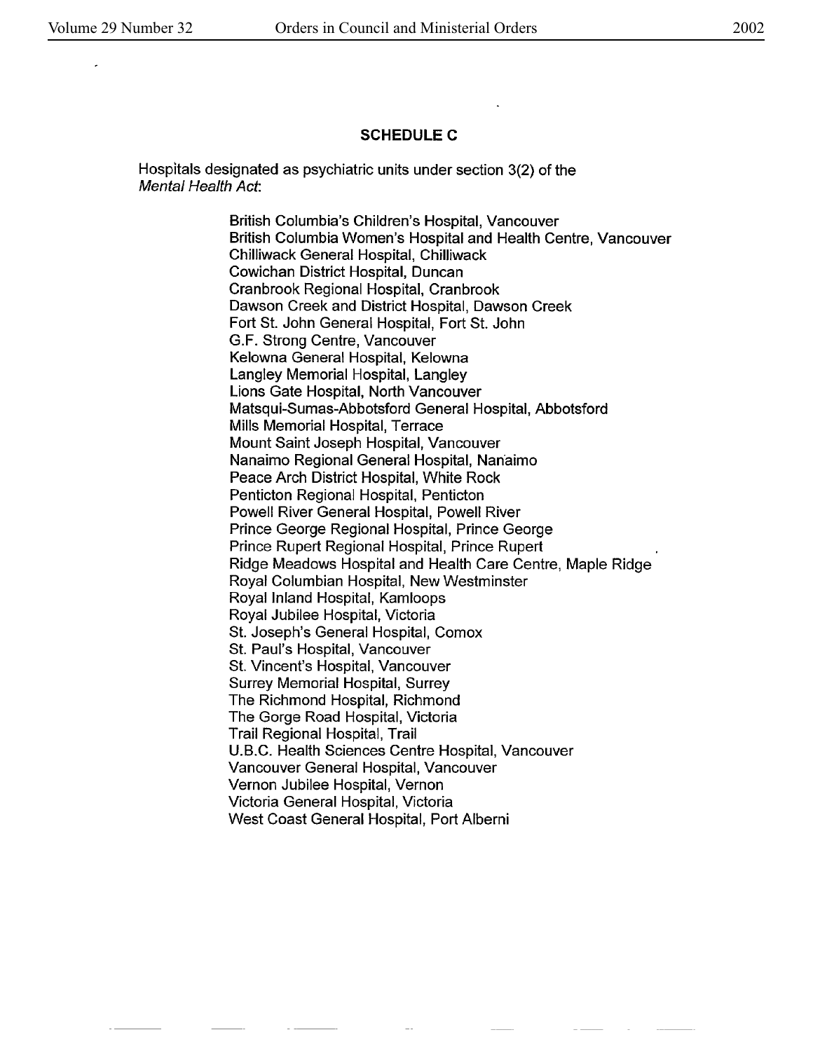## SCHEDULE C

Hospitals designated as psychiatric units under section 3(2) of the *Mental Health Act*:

British Columbia's Children's Hospital, Vancouver
British Columbia Women's Hospital and Health Centre, Vancouver
Chilliwack General Hospital, Chilliwack
Cowichan District Hospital, Duncan
Cranbrook Regional Hospital, Cranbrook
Dawson Creek and District Hospital, Dawson Creek
Fort St. John General Hospital, Fort St. John
G.F. Strong Centre, Vancouver
Kelowna General Hospital, Kelowna
Langley Memorial Hospital, Langley
Lions Gate Hospital, North Vancouver
Matsqui-Sumas-Abbotsford General Hospital, Abbotsford
Mills Memorial Hospital, Terrace
Mount Saint Joseph Hospital, Vancouver
Nanaimo Regional General Hospital, Nanaimo
Peace Arch District Hospital, White Rock
Penticton Regional Hospital, Penticton
Powell River General Hospital, Powell River
Prince George Regional Hospital, Prince George
Prince Rupert Regional Hospital, Prince Rupert
Ridge Meadows Hospital and Health Care Centre, Maple Ridge
Royal Columbian Hospital, New Westminster
Royal Inland Hospital, Kamloops
Royal Jubilee Hospital, Victoria
St. Joseph's General Hospital, Comox
St. Paul's Hospital, Vancouver
St. Vincent's Hospital, Vancouver
Surrey Memorial Hospital, Surrey
The Richmond Hospital, Richmond
The Gorge Road Hospital, Victoria
Trail Regional Hospital, Trail
U.B.C. Health Sciences Centre Hospital, Vancouver
Vancouver General Hospital, Vancouver
Vernon Jubilee Hospital, Vernon
Victoria General Hospital, Victoria
West Coast General Hospital, Port Alberni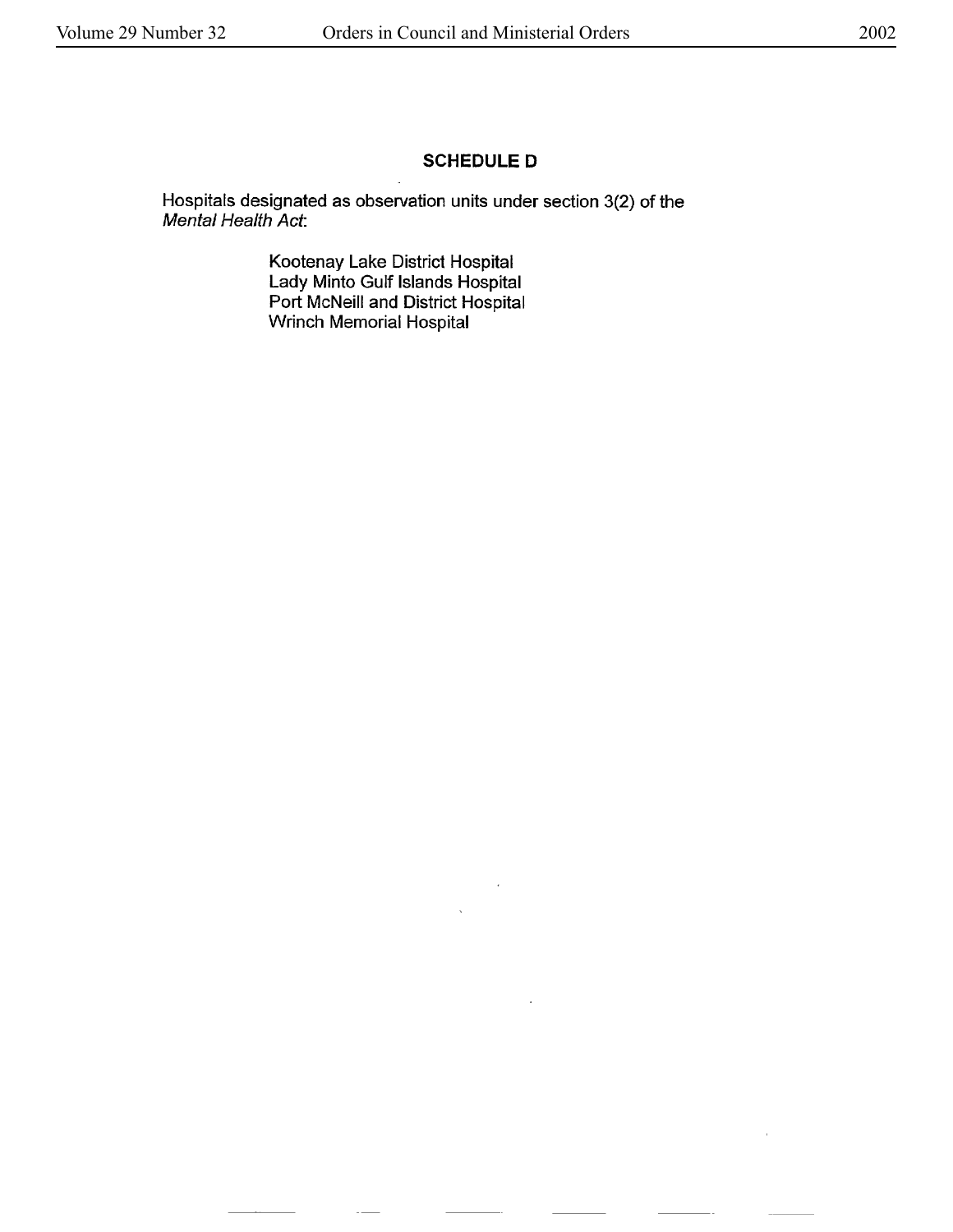## SCHEDULE D

Hospitals designated as observation units under section 3(2) of the *Mental Health Act*:

Kootenay Lake District Hospital
Lady Minto Gulf Islands Hospital
Port McNeill and District Hospital
Wrinch Memorial Hospital